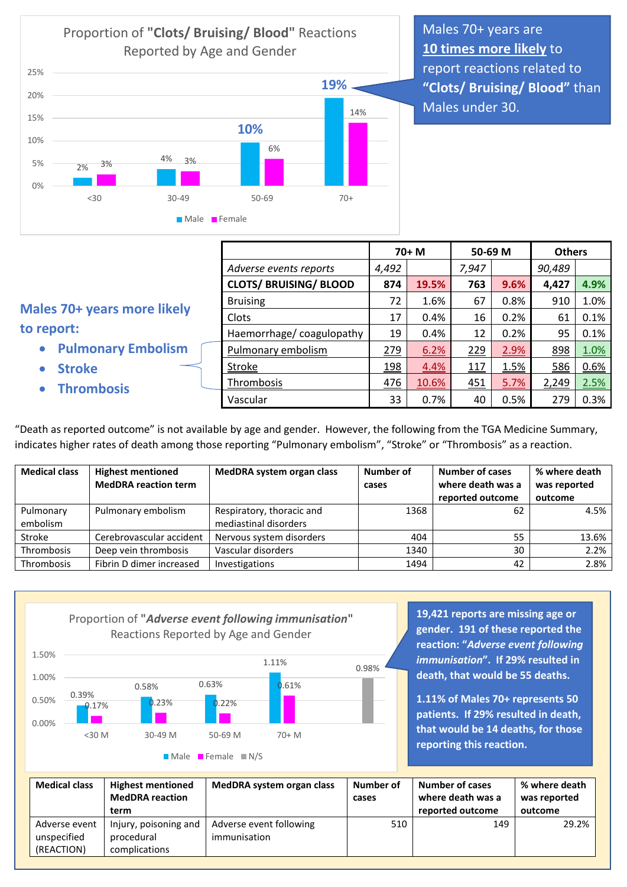## Proportion of **"Clots/ Bruising/ Blood"** Reactions Reported by Age and Gender

| Age | Male | Female |
|---|---|---|
| <30 | 2% | 3% |
| 30-49 | 4% | 3% |
| 50-69 | 10% | 6% |
| 70+ | 19% | 14% |

Males 70+ years are **10 times more likely** to report reactions related to **"Clots/ Bruising/ Blood"** than Males under 30.

### Males 70+ years more likely to report:

- **Pulmonary Embolism**
- **Stroke**
- **Thrombosis**

| | 70+ M | | 50-69 M | | Others | |
|---|---|---|---|---|---|---|
| *Adverse events reports* | *4,492* | | *7,947* | | *90,489* | |
| **CLOTS/ BRUISING/ BLOOD** | **874** | **19.5%** | **763** | **9.6%** | **4,427** | **4.9%** |
| Bruising | 72 | 1.6% | 67 | 0.8% | 910 | 1.0% |
| Clots | 17 | 0.4% | 16 | 0.2% | 61 | 0.1% |
| Haemorrhage/ coagulopathy | 19 | 0.4% | 12 | 0.2% | 95 | 0.1% |
| Pulmonary embolism | 279 | 6.2% | 229 | 2.9% | 898 | 1.0% |
| Stroke | 198 | 4.4% | 117 | 1.5% | 586 | 0.6% |
| Thrombosis | 476 | 10.6% | 451 | 5.7% | 2,249 | 2.5% |
| Vascular | 33 | 0.7% | 40 | 0.5% | 279 | 0.3% |

"Death as reported outcome" is not available by age and gender. However, the following from the TGA Medicine Summary, indicates higher rates of death among those reporting "Pulmonary embolism", "Stroke" or "Thrombosis" as a reaction.

| Medical class | Highest mentioned MedDRA reaction term | MedDRA system organ class | Number of cases | Number of cases where death was a reported outcome | % where death was reported outcome |
|---|---|---|---|---|---|
| Pulmonary embolism | Pulmonary embolism | Respiratory, thoracic and mediastinal disorders | 1368 | 62 | 4.5% |
| Stroke | Cerebrovascular accident | Nervous system disorders | 404 | 55 | 13.6% |
| Thrombosis | Deep vein thrombosis | Vascular disorders | 1340 | 30 | 2.2% |
| Thrombosis | Fibrin D dimer increased | Investigations | 1494 | 42 | 2.8% |

## Proportion of **"*Adverse event following immunisation*"** Reactions Reported by Age and Gender

| Age | Male | Female | N/S |
|---|---|---|---|
| <30 M | 0.39% | 0.17% | |
| 30-49 M | 0.58% | 0.23% | |
| 50-69 M | 0.63% | 0.22% | |
| 70+ M | 1.11% | 0.61% | |
| | | | 0.98% |

**19,421 reports are missing age or gender. 191 of these reported the reaction: "*Adverse event following immunisation*". If 29% resulted in death, that would be 55 deaths.**

**1.11% of Males 70+ represents 50 patients. If 29% resulted in death, that would be 14 deaths, for those reporting this reaction.**

| Medical class | Highest mentioned MedDRA reaction term | MedDRA system organ class | Number of cases | Number of cases where death was a reported outcome | % where death was reported outcome |
|---|---|---|---|---|---|
| Adverse event unspecified (REACTION) | Injury, poisoning and procedural complications | Adverse event following immunisation | 510 | 149 | 29.2% |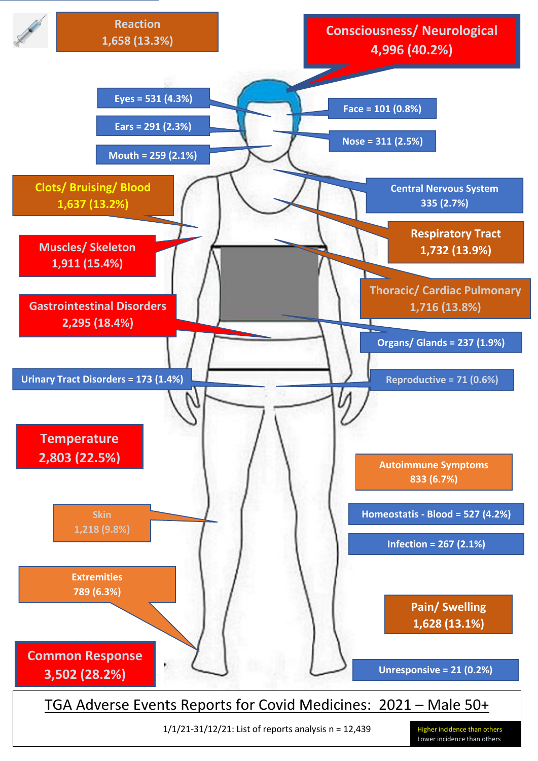Reaction
1,658 (13.3%)

Consciousness/ Neurological
4,996 (40.2%)

Eyes = 531 (4.3%)

Face = 101 (0.8%)

Ears = 291 (2.3%)

Nose = 311 (2.5%)

Mouth = 259 (2.1%)

Clots/ Bruising/ Blood
1,637 (13.2%)

Central Nervous System
335 (2.7%)

Muscles/ Skeleton
1,911 (15.4%)

Respiratory Tract
1,732 (13.9%)

Thoracic/ Cardiac Pulmonary
1,716 (13.8%)

Gastrointestinal Disorders
2,295 (18.4%)

Organs/ Glands = 237 (1.9%)

Urinary Tract Disorders = 173 (1.4%)

Reproductive = 71 (0.6%)

Temperature
2,803 (22.5%)

Autoimmune Symptoms
833 (6.7%)

Skin
1,218 (9.8%)

Homeostatis - Blood = 527 (4.2%)

Infection = 267 (2.1%)

Extremities
789 (6.3%)

Pain/ Swelling
1,628 (13.1%)

Common Response
3,502 (28.2%)

Unresponsive = 21 (0.2%)

TGA Adverse Events Reports for Covid Medicines: 2021 – Male 50+

1/1/21-31/12/21: List of reports analysis n = 12,439

Higher incidence than others
Lower incidence than others